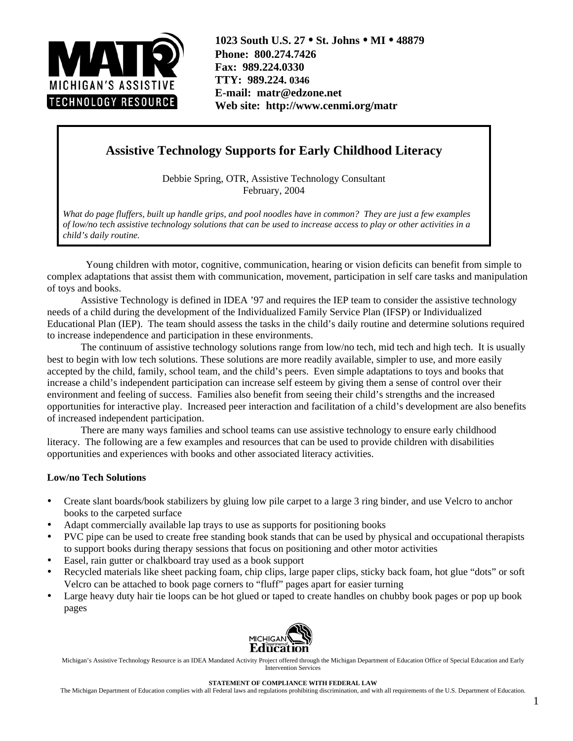MATR MICHIGAN'S ASSISTIVE TECHNOLOGY RESOURCE

**1023 South U.S. 27 • St. Johns • MI • 48879**
**Phone: 800.274.7426**
**Fax: 989.224.0330**
**TTY: 989.224. 0346**
**E-mail: matr@edzone.net**
**Web site: http://www.cenmi.org/matr**

# Assistive Technology Supports for Early Childhood Literacy

Debbie Spring, OTR, Assistive Technology Consultant
February, 2004

*What do page fluffers, built up handle grips, and pool noodles have in common? They are just a few examples of low/no tech assistive technology solutions that can be used to increase access to play or other activities in a child's daily routine.*

Young children with motor, cognitive, communication, hearing or vision deficits can benefit from simple to complex adaptations that assist them with communication, movement, participation in self care tasks and manipulation of toys and books.

Assistive Technology is defined in IDEA '97 and requires the IEP team to consider the assistive technology needs of a child during the development of the Individualized Family Service Plan (IFSP) or Individualized Educational Plan (IEP). The team should assess the tasks in the child's daily routine and determine solutions required to increase independence and participation in these environments.

The continuum of assistive technology solutions range from low/no tech, mid tech and high tech. It is usually best to begin with low tech solutions. These solutions are more readily available, simpler to use, and more easily accepted by the child, family, school team, and the child's peers. Even simple adaptations to toys and books that increase a child's independent participation can increase self esteem by giving them a sense of control over their environment and feeling of success. Families also benefit from seeing their child's strengths and the increased opportunities for interactive play. Increased peer interaction and facilitation of a child's development are also benefits of increased independent participation.

There are many ways families and school teams can use assistive technology to ensure early childhood literacy. The following are a few examples and resources that can be used to provide children with disabilities opportunities and experiences with books and other associated literacy activities.

**Low/no Tech Solutions**

- Create slant boards/book stabilizers by gluing low pile carpet to a large 3 ring binder, and use Velcro to anchor books to the carpeted surface
- Adapt commercially available lap trays to use as supports for positioning books
- PVC pipe can be used to create free standing book stands that can be used by physical and occupational therapists to support books during therapy sessions that focus on positioning and other motor activities
- Easel, rain gutter or chalkboard tray used as a book support
- Recycled materials like sheet packing foam, chip clips, large paper clips, sticky back foam, hot glue "dots" or soft Velcro can be attached to book page corners to "fluff" pages apart for easier turning
- Large heavy duty hair tie loops can be hot glued or taped to create handles on chubby book pages or pop up book pages

Michigan Department of Education

Michigan's Assistive Technology Resource is an IDEA Mandated Activity Project offered through the Michigan Department of Education Office of Special Education and Early Intervention Services

**STATEMENT OF COMPLIANCE WITH FEDERAL LAW**
The Michigan Department of Education complies with all Federal laws and regulations prohibiting discrimination, and with all requirements of the U.S. Department of Education.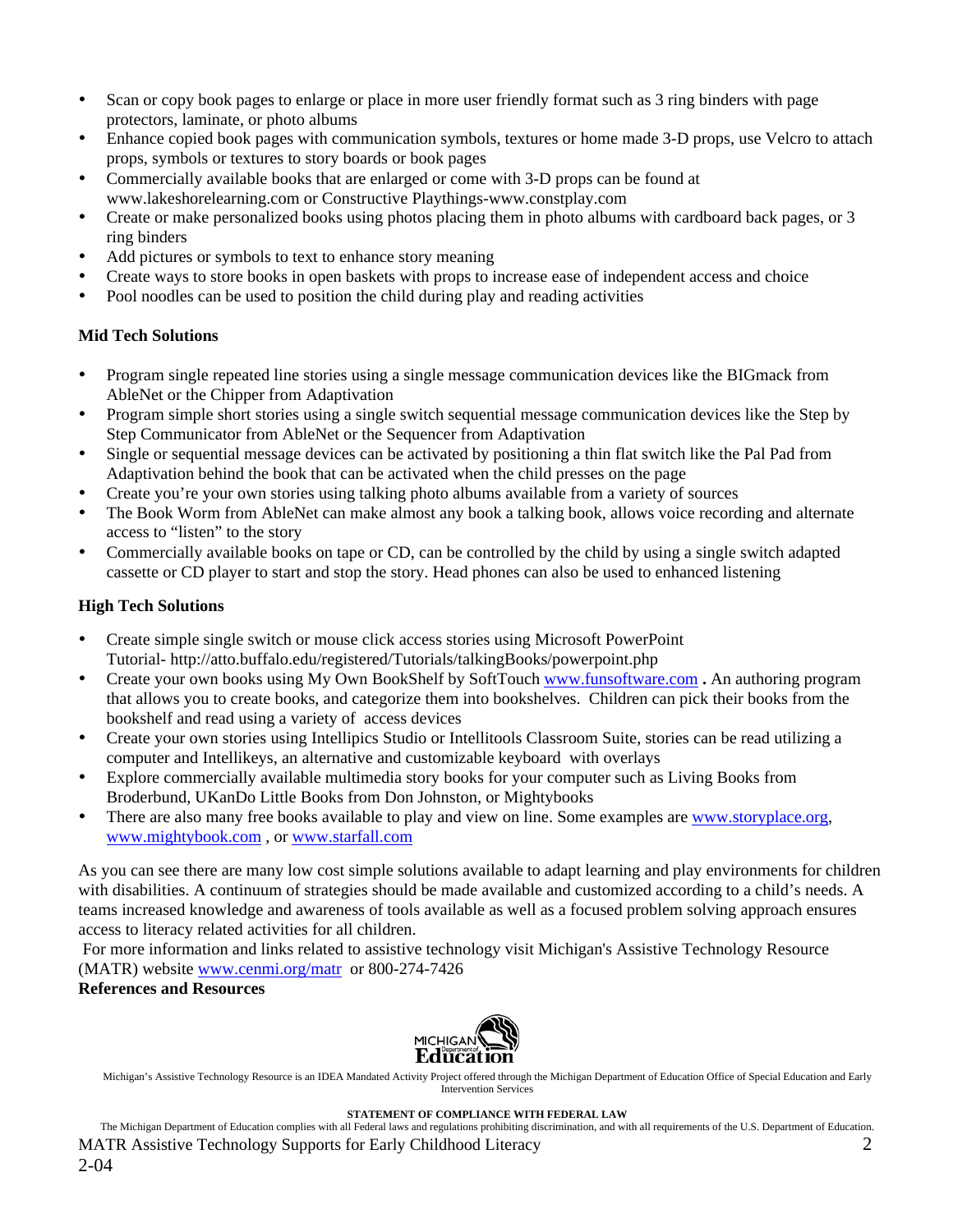- Scan or copy book pages to enlarge or place in more user friendly format such as 3 ring binders with page protectors, laminate, or photo albums
- Enhance copied book pages with communication symbols, textures or home made 3-D props, use Velcro to attach props, symbols or textures to story boards or book pages
- Commercially available books that are enlarged or come with 3-D props can be found at www.lakeshorelearning.com or Constructive Playthings-www.constplay.com
- Create or make personalized books using photos placing them in photo albums with cardboard back pages, or 3 ring binders
- Add pictures or symbols to text to enhance story meaning
- Create ways to store books in open baskets with props to increase ease of independent access and choice
- Pool noodles can be used to position the child during play and reading activities

**Mid Tech Solutions**

- Program single repeated line stories using a single message communication devices like the BIGmack from AbleNet or the Chipper from Adaptivation
- Program simple short stories using a single switch sequential message communication devices like the Step by Step Communicator from AbleNet or the Sequencer from Adaptivation
- Single or sequential message devices can be activated by positioning a thin flat switch like the Pal Pad from Adaptivation behind the book that can be activated when the child presses on the page
- Create you're your own stories using talking photo albums available from a variety of sources
- The Book Worm from AbleNet can make almost any book a talking book, allows voice recording and alternate access to "listen" to the story
- Commercially available books on tape or CD, can be controlled by the child by using a single switch adapted cassette or CD player to start and stop the story. Head phones can also be used to enhanced listening

**High Tech Solutions**

- Create simple single switch or mouse click access stories using Microsoft PowerPoint Tutorial- http://atto.buffalo.edu/registered/Tutorials/talkingBooks/powerpoint.php
- Create your own books using My Own BookShelf by SoftTouch www.funsoftware.com **.** An authoring program that allows you to create books, and categorize them into bookshelves. Children can pick their books from the bookshelf and read using a variety of access devices
- Create your own stories using Intellipics Studio or Intellitools Classroom Suite, stories can be read utilizing a computer and Intellikeys, an alternative and customizable keyboard with overlays
- Explore commercially available multimedia story books for your computer such as Living Books from Broderbund, UKanDo Little Books from Don Johnston, or Mightybooks
- There are also many free books available to play and view on line. Some examples are www.storyplace.org, www.mightybook.com , or www.starfall.com

As you can see there are many low cost simple solutions available to adapt learning and play environments for children with disabilities. A continuum of strategies should be made available and customized according to a child's needs. A teams increased knowledge and awareness of tools available as well as a focused problem solving approach ensures access to literacy related activities for all children.

For more information and links related to assistive technology visit Michigan's Assistive Technology Resource (MATR) website www.cenmi.org/matr or 800-274-7426

**References and Resources**

Michigan's Assistive Technology Resource is an IDEA Mandated Activity Project offered through the Michigan Department of Education Office of Special Education and Early Intervention Services

**STATEMENT OF COMPLIANCE WITH FEDERAL LAW**

The Michigan Department of Education complies with all Federal laws and regulations prohibiting discrimination, and with all requirements of the U.S. Department of Education.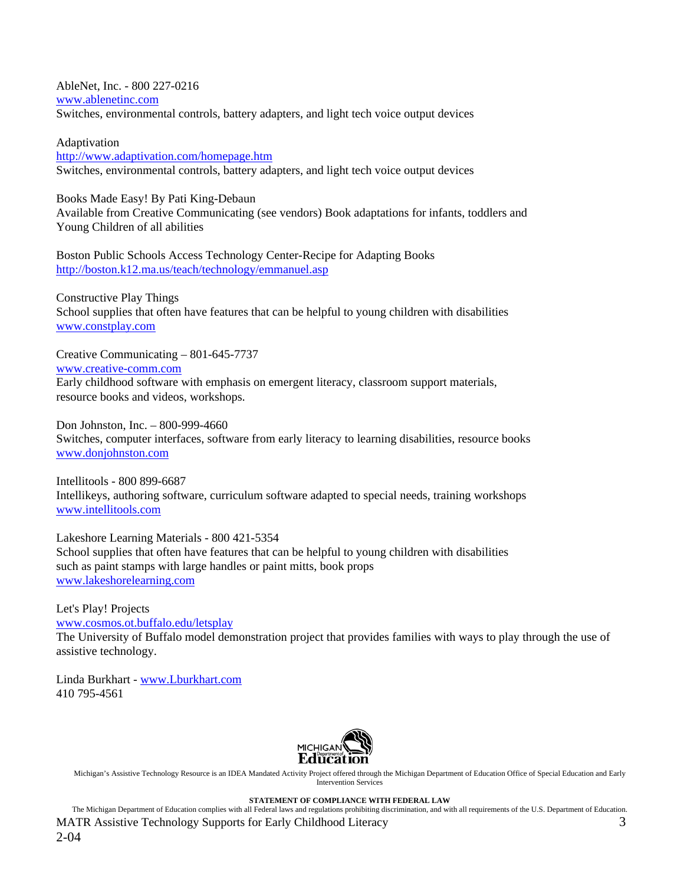AbleNet, Inc. - 800 227-0216
www.ablenetinc.com
Switches, environmental controls, battery adapters, and light tech voice output devices

Adaptivation
http://www.adaptivation.com/homepage.htm
Switches, environmental controls, battery adapters, and light tech voice output devices

Books Made Easy! By Pati King-Debaun
Available from Creative Communicating (see vendors) Book adaptations for infants, toddlers and Young Children of all abilities

Boston Public Schools Access Technology Center-Recipe for Adapting Books
http://boston.k12.ma.us/teach/technology/emmanuel.asp

Constructive Play Things
School supplies that often have features that can be helpful to young children with disabilities
www.constplay.com

Creative Communicating – 801-645-7737
www.creative-comm.com
Early childhood software with emphasis on emergent literacy, classroom support materials, resource books and videos, workshops.

Don Johnston, Inc. – 800-999-4660
Switches, computer interfaces, software from early literacy to learning disabilities, resource books
www.donjohnston.com

Intellitools - 800 899-6687
Intellikeys, authoring software, curriculum software adapted to special needs, training workshops
www.intellitools.com

Lakeshore Learning Materials - 800 421-5354
School supplies that often have features that can be helpful to young children with disabilities such as paint stamps with large handles or paint mitts, book props
www.lakeshorelearning.com

Let's Play! Projects
www.cosmos.ot.buffalo.edu/letsplay
The University of Buffalo model demonstration project that provides families with ways to play through the use of assistive technology.

Linda Burkhart - www.Lburkhart.com
410 795-4561

Michigan's Assistive Technology Resource is an IDEA Mandated Activity Project offered through the Michigan Department of Education Office of Special Education and Early Intervention Services

**STATEMENT OF COMPLIANCE WITH FEDERAL LAW**

The Michigan Department of Education complies with all Federal laws and regulations prohibiting discrimination, and with all requirements of the U.S. Department of Education.